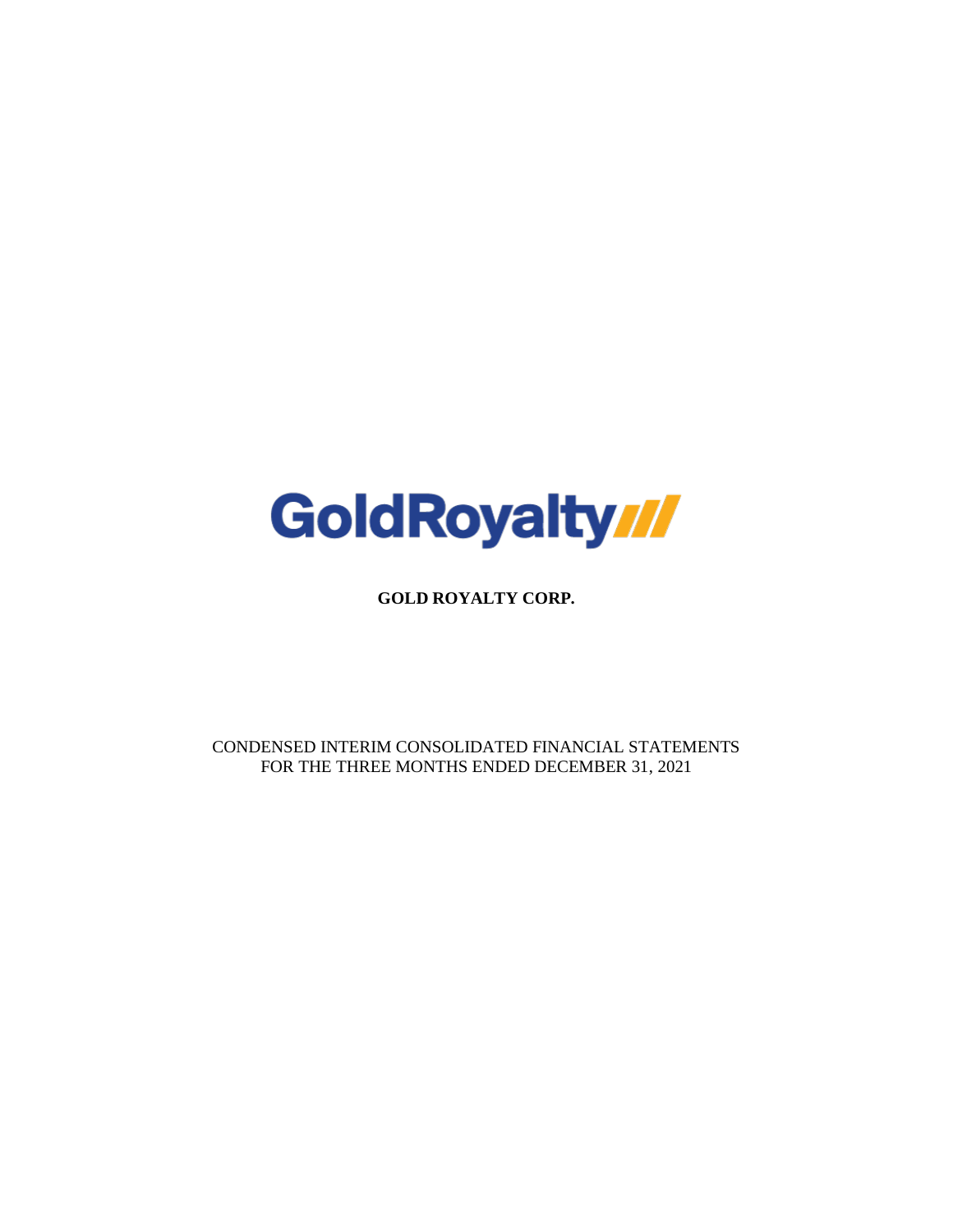GoldRoyalty

**GOLD ROYALTY CORP.**

CONDENSED INTERIM CONSOLIDATED FINANCIAL STATEMENTS
FOR THE THREE MONTHS ENDED DECEMBER 31, 2021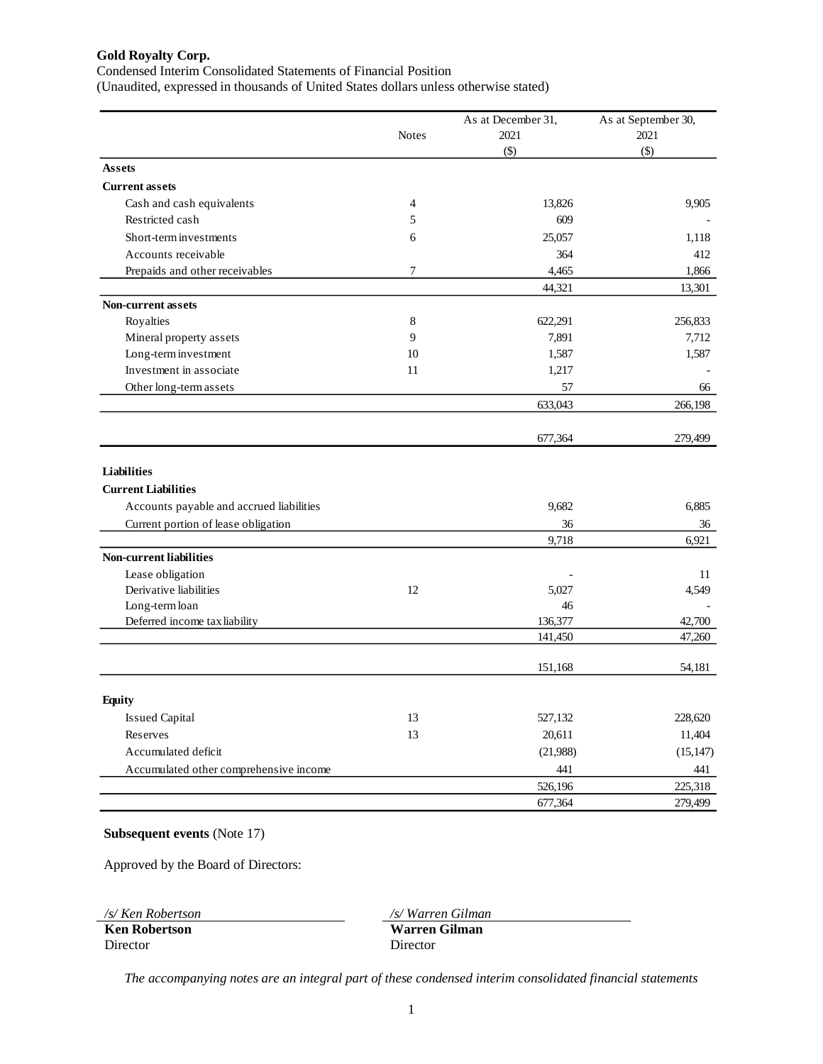**Gold Royalty Corp.**

Condensed Interim Consolidated Statements of Financial Position

(Unaudited, expressed in thousands of United States dollars unless otherwise stated)

| | Notes | As at December 31, 2021 ($) | As at September 30, 2021 ($) |
|---|---|---|---|
| **Assets** | | | |
| **Current assets** | | | |
| Cash and cash equivalents | 4 | 13,826 | 9,905 |
| Restricted cash | 5 | 609 | - |
| Short-term investments | 6 | 25,057 | 1,118 |
| Accounts receivable | | 364 | 412 |
| Prepaids and other receivables | 7 | 4,465 | 1,866 |
| | | 44,321 | 13,301 |
| **Non-current assets** | | | |
| Royalties | 8 | 622,291 | 256,833 |
| Mineral property assets | 9 | 7,891 | 7,712 |
| Long-term investment | 10 | 1,587 | 1,587 |
| Investment in associate | 11 | 1,217 | - |
| Other long-term assets | | 57 | 66 |
| | | 633,043 | 266,198 |
| | | 677,364 | 279,499 |
| **Liabilities** | | | |
| **Current Liabilities** | | | |
| Accounts payable and accrued liabilities | | 9,682 | 6,885 |
| Current portion of lease obligation | | 36 | 36 |
| | | 9,718 | 6,921 |
| **Non-current liabilities** | | | |
| Lease obligation | | - | 11 |
| Derivative liabilities | 12 | 5,027 | 4,549 |
| Long-term loan | | 46 | - |
| Deferred income tax liability | | 136,377 | 42,700 |
| | | 141,450 | 47,260 |
| | | 151,168 | 54,181 |
| **Equity** | | | |
| Issued Capital | 13 | 527,132 | 228,620 |
| Reserves | 13 | 20,611 | 11,404 |
| Accumulated deficit | | (21,988) | (15,147) |
| Accumulated other comprehensive income | | 441 | 441 |
| | | 526,196 | 225,318 |
| | | 677,364 | 279,499 |

**Subsequent events** (Note 17)

Approved by the Board of Directors:

| | |
|---|---|
| */s/ Ken Robertson* | */s/ Warren Gilman* |
| **Ken Robertson** | **Warren Gilman** |
| Director | Director |

*The accompanying notes are an integral part of these condensed interim consolidated financial statements*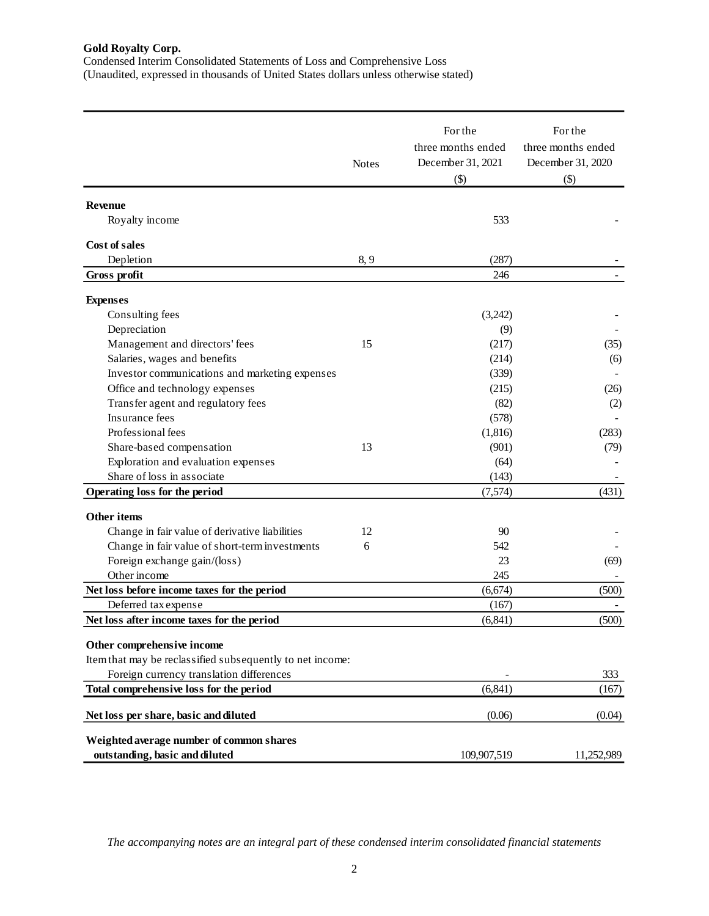**Gold Royalty Corp.**

Condensed Interim Consolidated Statements of Loss and Comprehensive Loss

(Unaudited, expressed in thousands of United States dollars unless otherwise stated)

| | Notes | For the three months ended December 31, 2021 ($) | For the three months ended December 31, 2020 ($) |
|---|---|---|---|
| **Revenue** | | | |
| Royalty income | | 533 | - |
| **Cost of sales** | | | |
| Depletion | 8, 9 | (287) | - |
| **Gross profit** | | 246 | - |
| **Expenses** | | | |
| Consulting fees | | (3,242) | - |
| Depreciation | | (9) | - |
| Management and directors' fees | 15 | (217) | (35) |
| Salaries, wages and benefits | | (214) | (6) |
| Investor communications and marketing expenses | | (339) | - |
| Office and technology expenses | | (215) | (26) |
| Transfer agent and regulatory fees | | (82) | (2) |
| Insurance fees | | (578) | - |
| Professional fees | | (1,816) | (283) |
| Share-based compensation | 13 | (901) | (79) |
| Exploration and evaluation expenses | | (64) | - |
| Share of loss in associate | | (143) | - |
| **Operating loss for the period** | | (7,574) | (431) |
| **Other items** | | | |
| Change in fair value of derivative liabilities | 12 | 90 | - |
| Change in fair value of short-term investments | 6 | 542 | - |
| Foreign exchange gain/(loss) | | 23 | (69) |
| Other income | | 245 | - |
| **Net loss before income taxes for the period** | | (6,674) | (500) |
| Deferred tax expense | | (167) | - |
| **Net loss after income taxes for the period** | | (6,841) | (500) |
| **Other comprehensive income** | | | |
| Item that may be reclassified subsequently to net income: | | | |
| Foreign currency translation differences | | - | 333 |
| **Total comprehensive loss for the period** | | (6,841) | (167) |
| **Net loss per share, basic and diluted** | | (0.06) | (0.04) |
| **Weighted average number of common shares outstanding, basic and diluted** | | 109,907,519 | 11,252,989 |

*The accompanying notes are an integral part of these condensed interim consolidated financial statements*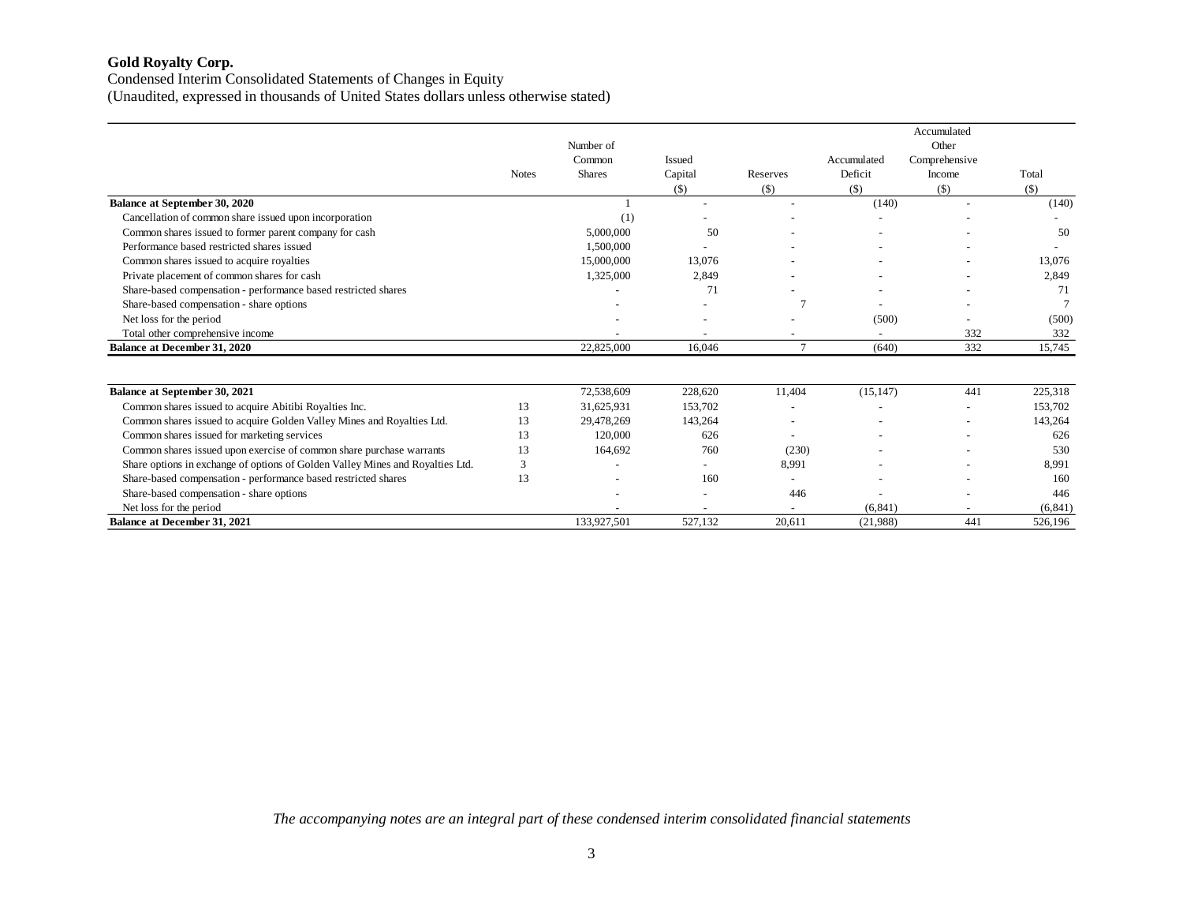**Gold Royalty Corp.**
Condensed Interim Consolidated Statements of Changes in Equity
(Unaudited, expressed in thousands of United States dollars unless otherwise stated)

| | Notes | Number of Common Shares | Issued Capital ($) | Reserves ($) | Accumulated Deficit ($) | Accumulated Other Comprehensive Income ($) | Total ($) |
|---|---|---|---|---|---|---|---|
| **Balance at September 30, 2020** | | 1 | - | - | (140) | - | (140) |
| Cancellation of common share issued upon incorporation | | (1) | - | - | - | - | - |
| Common shares issued to former parent company for cash | | 5,000,000 | 50 | - | - | - | 50 |
| Performance based restricted shares issued | | 1,500,000 | - | - | - | - | - |
| Common shares issued to acquire royalties | | 15,000,000 | 13,076 | - | - | - | 13,076 |
| Private placement of common shares for cash | | 1,325,000 | 2,849 | - | - | - | 2,849 |
| Share-based compensation - performance based restricted shares | | - | 71 | - | - | - | 71 |
| Share-based compensation - share options | | - | - | 7 | - | - | 7 |
| Net loss for the period | | - | - | - | (500) | - | (500) |
| Total other comprehensive income | | - | - | - | - | 332 | 332 |
| **Balance at December 31, 2020** | | 22,825,000 | 16,046 | 7 | (640) | 332 | 15,745 |
| | | | | | | | |
| **Balance at September 30, 2021** | | 72,538,609 | 228,620 | 11,404 | (15,147) | 441 | 225,318 |
| Common shares issued to acquire Abitibi Royalties Inc. | 13 | 31,625,931 | 153,702 | - | - | - | 153,702 |
| Common shares issued to acquire Golden Valley Mines and Royalties Ltd. | 13 | 29,478,269 | 143,264 | - | - | - | 143,264 |
| Common shares issued for marketing services | 13 | 120,000 | 626 | - | - | - | 626 |
| Common shares issued upon exercise of common share purchase warrants | 13 | 164,692 | 760 | (230) | - | - | 530 |
| Share options in exchange of options of Golden Valley Mines and Royalties Ltd. | 3 | - | - | 8,991 | - | - | 8,991 |
| Share-based compensation - performance based restricted shares | 13 | - | 160 | - | - | - | 160 |
| Share-based compensation - share options | | - | - | 446 | - | - | 446 |
| Net loss for the period | | - | - | - | (6,841) | - | (6,841) |
| **Balance at December 31, 2021** | | 133,927,501 | 527,132 | 20,611 | (21,988) | 441 | 526,196 |

*The accompanying notes are an integral part of these condensed interim consolidated financial statements*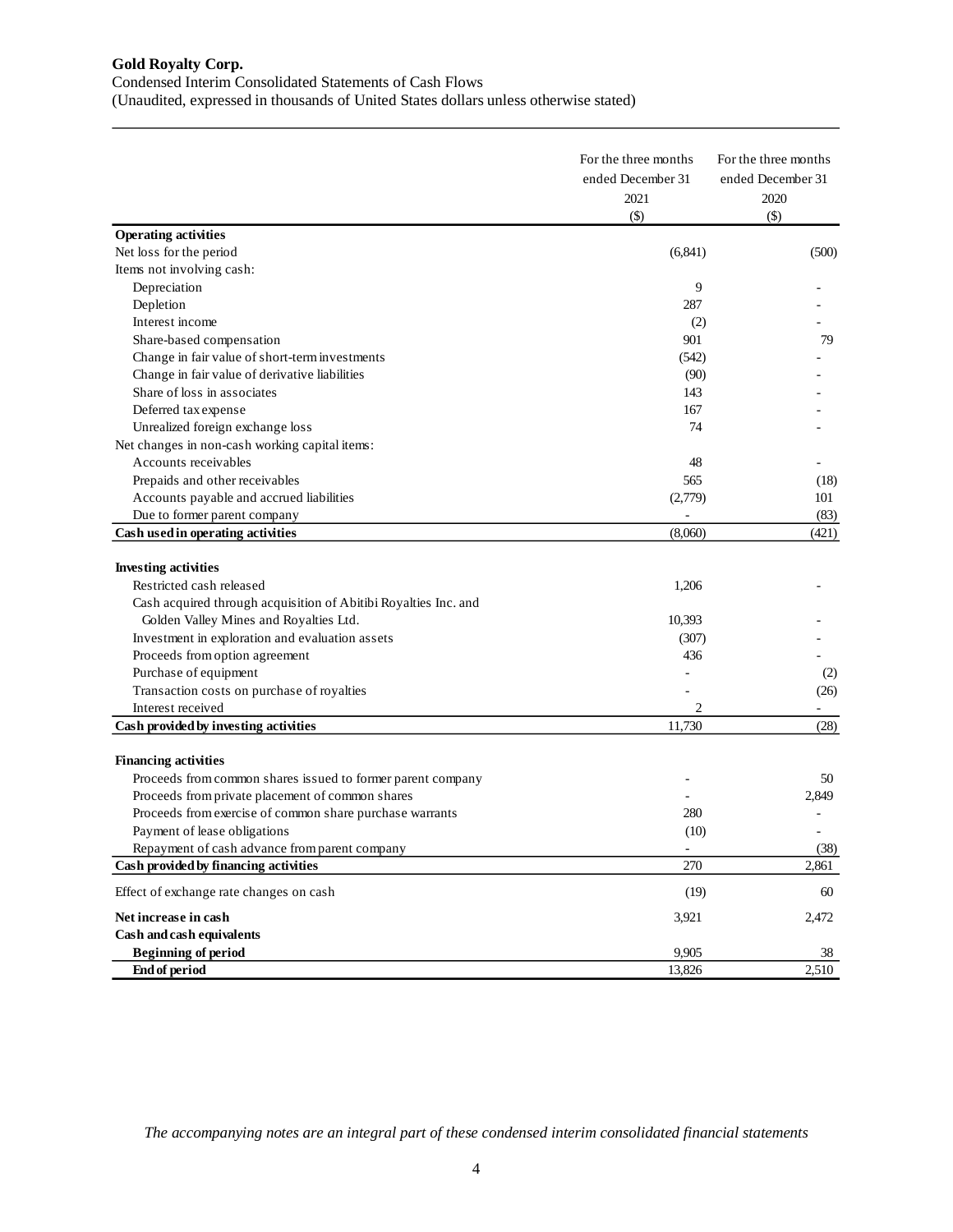**Gold Royalty Corp.**

Condensed Interim Consolidated Statements of Cash Flows

(Unaudited, expressed in thousands of United States dollars unless otherwise stated)

| | For the three months ended December 31 2021 ($) | For the three months ended December 31 2020 ($) |
|---|---|---|
| **Operating activities** | | |
| Net loss for the period | (6,841) | (500) |
| Items not involving cash: | | |
| Depreciation | 9 | - |
| Depletion | 287 | - |
| Interest income | (2) | - |
| Share-based compensation | 901 | 79 |
| Change in fair value of short-term investments | (542) | - |
| Change in fair value of derivative liabilities | (90) | - |
| Share of loss in associates | 143 | - |
| Deferred tax expense | 167 | - |
| Unrealized foreign exchange loss | 74 | - |
| Net changes in non-cash working capital items: | | |
| Accounts receivables | 48 | - |
| Prepaids and other receivables | 565 | (18) |
| Accounts payable and accrued liabilities | (2,779) | 101 |
| Due to former parent company | - | (83) |
| **Cash used in operating activities** | (8,060) | (421) |
| **Investing activities** | | |
| Restricted cash released | 1,206 | - |
| Cash acquired through acquisition of Abitibi Royalties Inc. and Golden Valley Mines and Royalties Ltd. | 10,393 | - |
| Investment in exploration and evaluation assets | (307) | - |
| Proceeds from option agreement | 436 | - |
| Purchase of equipment | - | (2) |
| Transaction costs on purchase of royalties | - | (26) |
| Interest received | 2 | - |
| **Cash provided by investing activities** | 11,730 | (28) |
| **Financing activities** | | |
| Proceeds from common shares issued to former parent company | - | 50 |
| Proceeds from private placement of common shares | - | 2,849 |
| Proceeds from exercise of common share purchase warrants | 280 | - |
| Payment of lease obligations | (10) | - |
| Repayment of cash advance from parent company | - | (38) |
| **Cash provided by financing activities** | 270 | 2,861 |
| Effect of exchange rate changes on cash | (19) | 60 |
| **Net increase in cash** | 3,921 | 2,472 |
| **Cash and cash equivalents** | | |
| **Beginning of period** | 9,905 | 38 |
| **End of period** | 13,826 | 2,510 |

*The accompanying notes are an integral part of these condensed interim consolidated financial statements*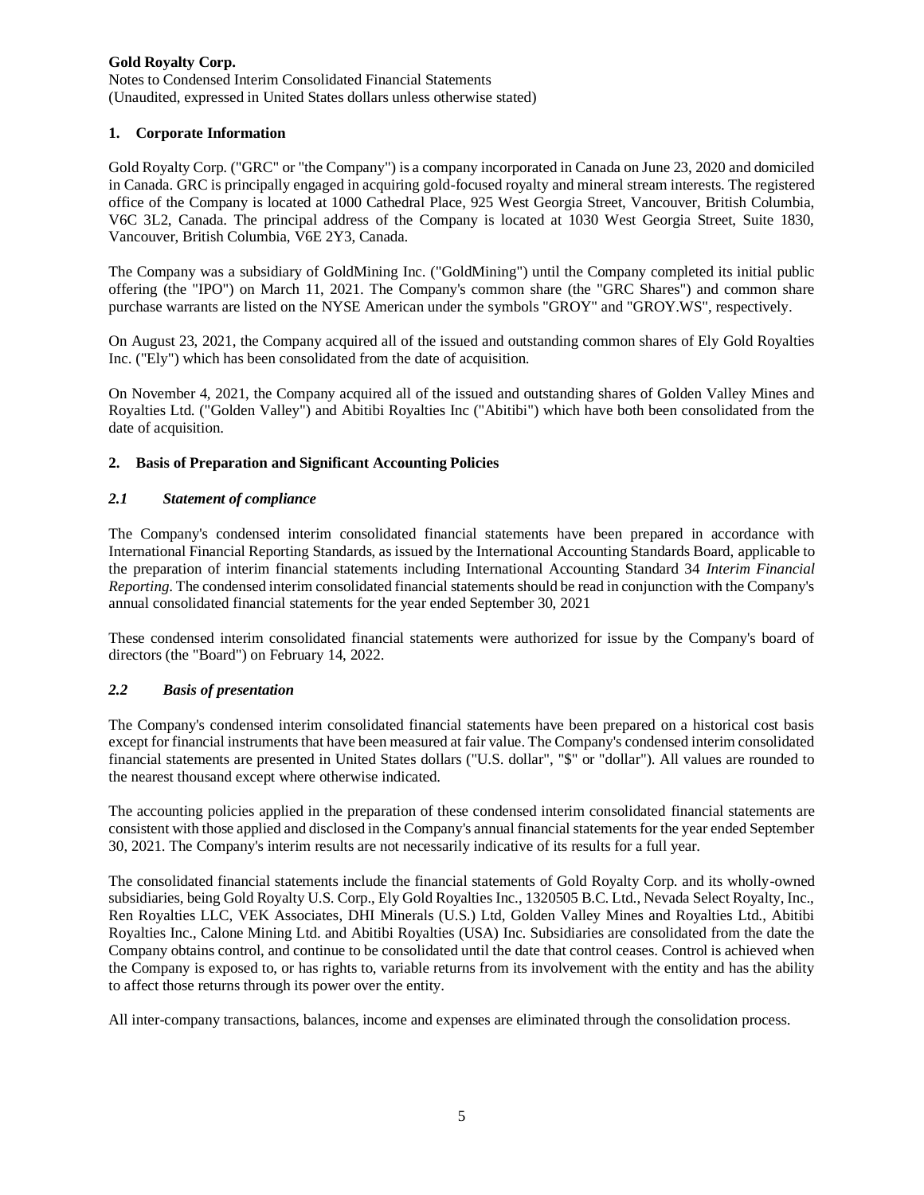## 1. Corporate Information

Gold Royalty Corp. ("GRC" or "the Company") is a company incorporated in Canada on June 23, 2020 and domiciled in Canada. GRC is principally engaged in acquiring gold-focused royalty and mineral stream interests. The registered office of the Company is located at 1000 Cathedral Place, 925 West Georgia Street, Vancouver, British Columbia, V6C 3L2, Canada. The principal address of the Company is located at 1030 West Georgia Street, Suite 1830, Vancouver, British Columbia, V6E 2Y3, Canada.

The Company was a subsidiary of GoldMining Inc. ("GoldMining") until the Company completed its initial public offering (the "IPO") on March 11, 2021. The Company's common share (the "GRC Shares") and common share purchase warrants are listed on the NYSE American under the symbols "GROY" and "GROY.WS", respectively.

On August 23, 2021, the Company acquired all of the issued and outstanding common shares of Ely Gold Royalties Inc. ("Ely") which has been consolidated from the date of acquisition.

On November 4, 2021, the Company acquired all of the issued and outstanding shares of Golden Valley Mines and Royalties Ltd. ("Golden Valley") and Abitibi Royalties Inc ("Abitibi") which have both been consolidated from the date of acquisition.

## 2. Basis of Preparation and Significant Accounting Policies

### *2.1 Statement of compliance*

The Company's condensed interim consolidated financial statements have been prepared in accordance with International Financial Reporting Standards, as issued by the International Accounting Standards Board, applicable to the preparation of interim financial statements including International Accounting Standard 34 *Interim Financial Reporting*. The condensed interim consolidated financial statements should be read in conjunction with the Company's annual consolidated financial statements for the year ended September 30, 2021

These condensed interim consolidated financial statements were authorized for issue by the Company's board of directors (the "Board") on February 14, 2022.

### *2.2 Basis of presentation*

The Company's condensed interim consolidated financial statements have been prepared on a historical cost basis except for financial instruments that have been measured at fair value. The Company's condensed interim consolidated financial statements are presented in United States dollars ("U.S. dollar", "$" or "dollar"). All values are rounded to the nearest thousand except where otherwise indicated.

The accounting policies applied in the preparation of these condensed interim consolidated financial statements are consistent with those applied and disclosed in the Company's annual financial statements for the year ended September 30, 2021. The Company's interim results are not necessarily indicative of its results for a full year.

The consolidated financial statements include the financial statements of Gold Royalty Corp. and its wholly-owned subsidiaries, being Gold Royalty U.S. Corp., Ely Gold Royalties Inc., 1320505 B.C. Ltd., Nevada Select Royalty, Inc., Ren Royalties LLC, VEK Associates, DHI Minerals (U.S.) Ltd, Golden Valley Mines and Royalties Ltd., Abitibi Royalties Inc., Calone Mining Ltd. and Abitibi Royalties (USA) Inc. Subsidiaries are consolidated from the date the Company obtains control, and continue to be consolidated until the date that control ceases. Control is achieved when the Company is exposed to, or has rights to, variable returns from its involvement with the entity and has the ability to affect those returns through its power over the entity.

All inter-company transactions, balances, income and expenses are eliminated through the consolidation process.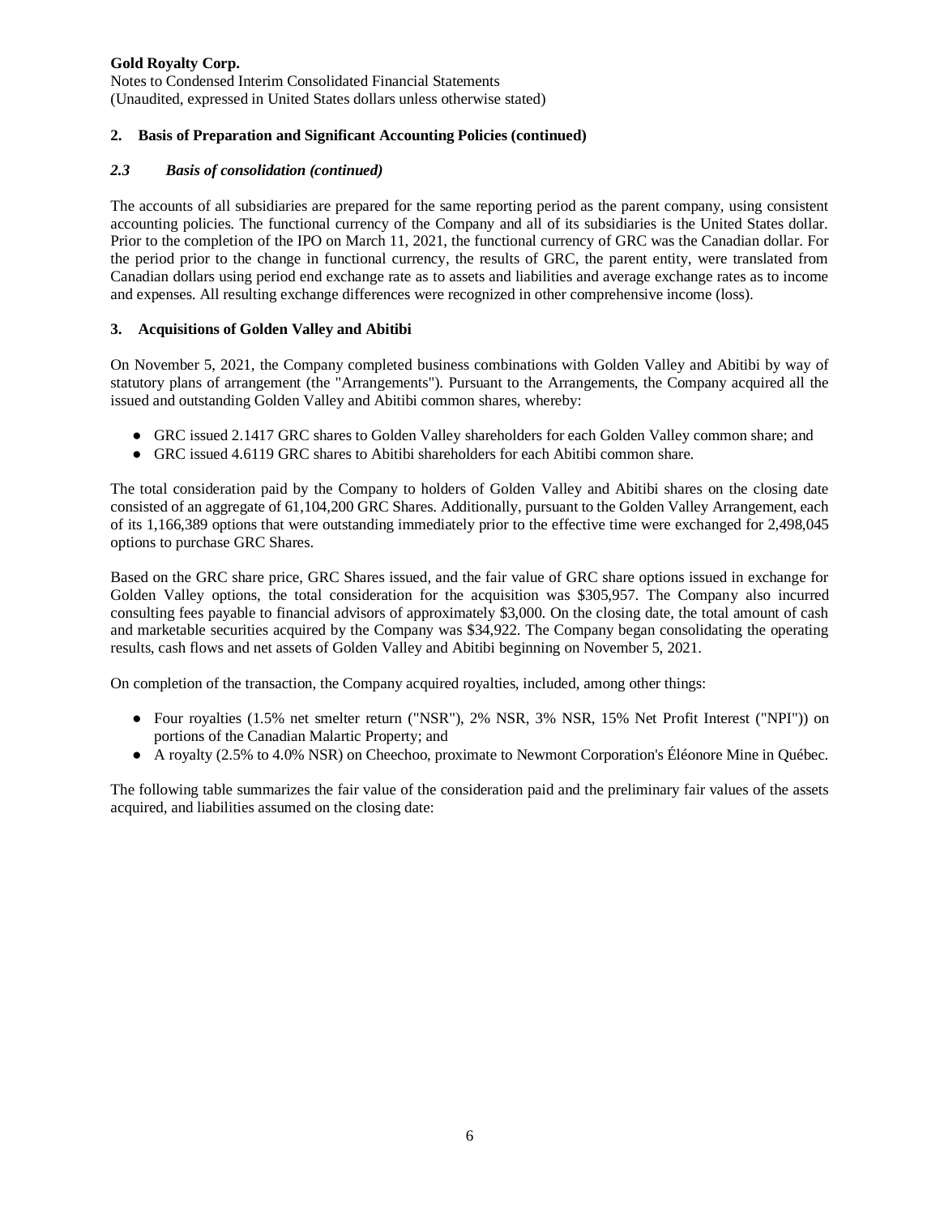## 2. Basis of Preparation and Significant Accounting Policies (continued)

### *2.3 Basis of consolidation (continued)*

The accounts of all subsidiaries are prepared for the same reporting period as the parent company, using consistent accounting policies. The functional currency of the Company and all of its subsidiaries is the United States dollar. Prior to the completion of the IPO on March 11, 2021, the functional currency of GRC was the Canadian dollar. For the period prior to the change in functional currency, the results of GRC, the parent entity, were translated from Canadian dollars using period end exchange rate as to assets and liabilities and average exchange rates as to income and expenses. All resulting exchange differences were recognized in other comprehensive income (loss).

## 3. Acquisitions of Golden Valley and Abitibi

On November 5, 2021, the Company completed business combinations with Golden Valley and Abitibi by way of statutory plans of arrangement (the "Arrangements"). Pursuant to the Arrangements, the Company acquired all the issued and outstanding Golden Valley and Abitibi common shares, whereby:

- GRC issued 2.1417 GRC shares to Golden Valley shareholders for each Golden Valley common share; and
- GRC issued 4.6119 GRC shares to Abitibi shareholders for each Abitibi common share.

The total consideration paid by the Company to holders of Golden Valley and Abitibi shares on the closing date consisted of an aggregate of 61,104,200 GRC Shares. Additionally, pursuant to the Golden Valley Arrangement, each of its 1,166,389 options that were outstanding immediately prior to the effective time were exchanged for 2,498,045 options to purchase GRC Shares.

Based on the GRC share price, GRC Shares issued, and the fair value of GRC share options issued in exchange for Golden Valley options, the total consideration for the acquisition was $305,957. The Company also incurred consulting fees payable to financial advisors of approximately $3,000. On the closing date, the total amount of cash and marketable securities acquired by the Company was $34,922. The Company began consolidating the operating results, cash flows and net assets of Golden Valley and Abitibi beginning on November 5, 2021.

On completion of the transaction, the Company acquired royalties, included, among other things:

- Four royalties (1.5% net smelter return ("NSR"), 2% NSR, 3% NSR, 15% Net Profit Interest ("NPI")) on portions of the Canadian Malartic Property; and
- A royalty (2.5% to 4.0% NSR) on Cheechoo, proximate to Newmont Corporation's Éléonore Mine in Québec.

The following table summarizes the fair value of the consideration paid and the preliminary fair values of the assets acquired, and liabilities assumed on the closing date: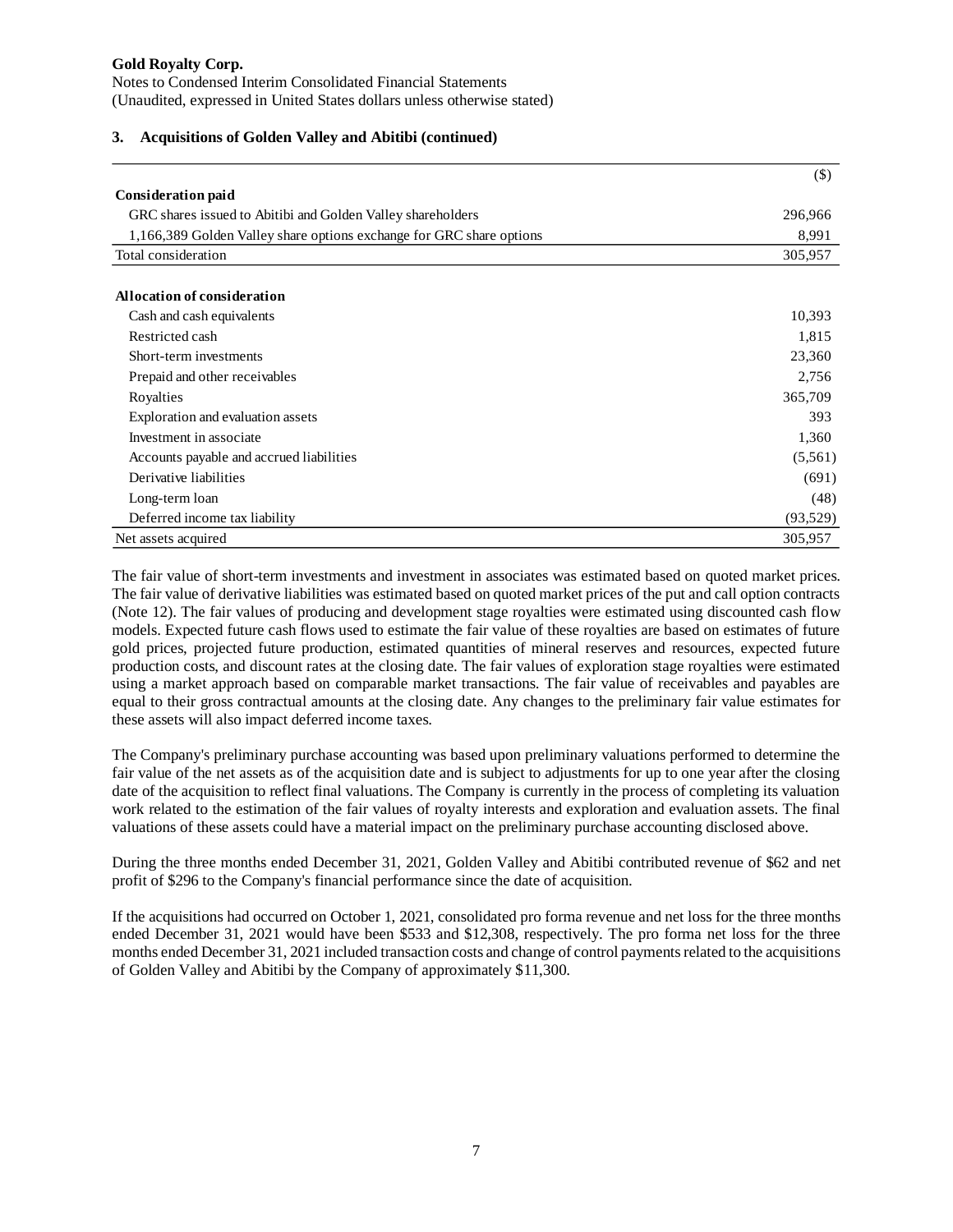## 3. Acquisitions of Golden Valley and Abitibi (continued)

| | ($) |
|---|---|
| **Consideration paid** | |
| GRC shares issued to Abitibi and Golden Valley shareholders | 296,966 |
| 1,166,389 Golden Valley share options exchange for GRC share options | 8,991 |
| Total consideration | 305,957 |
| | |
| **Allocation of consideration** | |
| Cash and cash equivalents | 10,393 |
| Restricted cash | 1,815 |
| Short-term investments | 23,360 |
| Prepaid and other receivables | 2,756 |
| Royalties | 365,709 |
| Exploration and evaluation assets | 393 |
| Investment in associate | 1,360 |
| Accounts payable and accrued liabilities | (5,561) |
| Derivative liabilities | (691) |
| Long-term loan | (48) |
| Deferred income tax liability | (93,529) |
| Net assets acquired | 305,957 |

The fair value of short-term investments and investment in associates was estimated based on quoted market prices. The fair value of derivative liabilities was estimated based on quoted market prices of the put and call option contracts (Note 12). The fair values of producing and development stage royalties were estimated using discounted cash flow models. Expected future cash flows used to estimate the fair value of these royalties are based on estimates of future gold prices, projected future production, estimated quantities of mineral reserves and resources, expected future production costs, and discount rates at the closing date. The fair values of exploration stage royalties were estimated using a market approach based on comparable market transactions. The fair value of receivables and payables are equal to their gross contractual amounts at the closing date. Any changes to the preliminary fair value estimates for these assets will also impact deferred income taxes.

The Company's preliminary purchase accounting was based upon preliminary valuations performed to determine the fair value of the net assets as of the acquisition date and is subject to adjustments for up to one year after the closing date of the acquisition to reflect final valuations. The Company is currently in the process of completing its valuation work related to the estimation of the fair values of royalty interests and exploration and evaluation assets. The final valuations of these assets could have a material impact on the preliminary purchase accounting disclosed above.

During the three months ended December 31, 2021, Golden Valley and Abitibi contributed revenue of $62 and net profit of $296 to the Company's financial performance since the date of acquisition.

If the acquisitions had occurred on October 1, 2021, consolidated pro forma revenue and net loss for the three months ended December 31, 2021 would have been $533 and $12,308, respectively. The pro forma net loss for the three months ended December 31, 2021 included transaction costs and change of control payments related to the acquisitions of Golden Valley and Abitibi by the Company of approximately $11,300.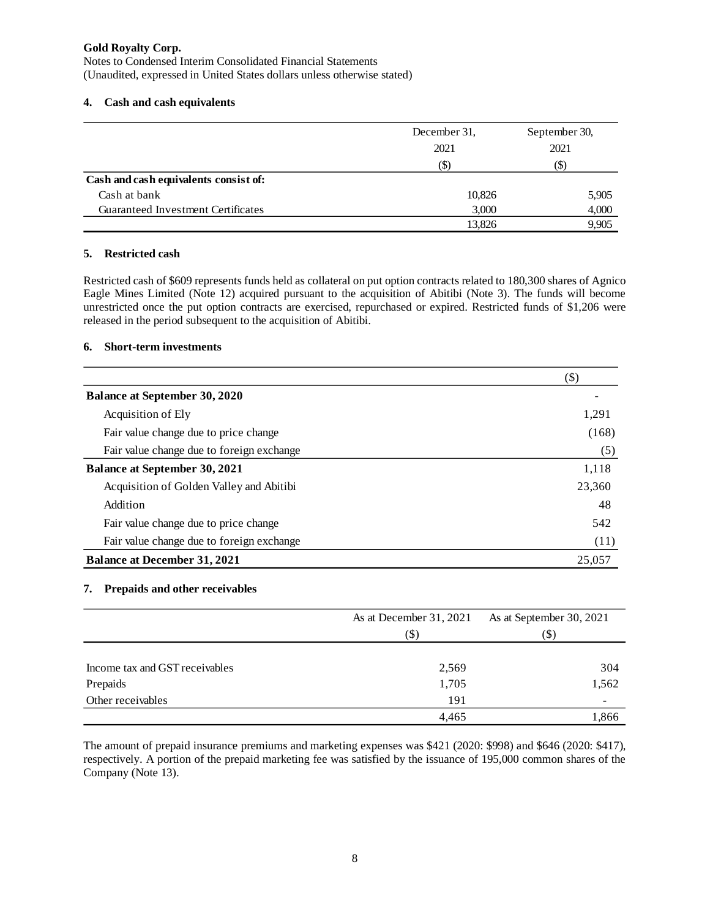**Gold Royalty Corp.**
Notes to Condensed Interim Consolidated Financial Statements
(Unaudited, expressed in United States dollars unless otherwise stated)

## 4. Cash and cash equivalents

| | December 31, 2021 ($) | September 30, 2021 ($) |
|---|---|---|
| **Cash and cash equivalents consist of:** | | |
| Cash at bank | 10,826 | 5,905 |
| Guaranteed Investment Certificates | 3,000 | 4,000 |
| | 13,826 | 9,905 |

## 5. Restricted cash

Restricted cash of $609 represents funds held as collateral on put option contracts related to 180,300 shares of Agnico Eagle Mines Limited (Note 12) acquired pursuant to the acquisition of Abitibi (Note 3). The funds will become unrestricted once the put option contracts are exercised, repurchased or expired. Restricted funds of $1,206 were released in the period subsequent to the acquisition of Abitibi.

## 6. Short-term investments

| | ($) |
|---|---|
| **Balance at September 30, 2020** | - |
| Acquisition of Ely | 1,291 |
| Fair value change due to price change | (168) |
| Fair value change due to foreign exchange | (5) |
| **Balance at September 30, 2021** | 1,118 |
| Acquisition of Golden Valley and Abitibi | 23,360 |
| Addition | 48 |
| Fair value change due to price change | 542 |
| Fair value change due to foreign exchange | (11) |
| **Balance at December 31, 2021** | 25,057 |

## 7. Prepaids and other receivables

| | As at December 31, 2021 ($) | As at September 30, 2021 ($) |
|---|---|---|
| Income tax and GST receivables | 2,569 | 304 |
| Prepaids | 1,705 | 1,562 |
| Other receivables | 191 | - |
| | 4,465 | 1,866 |

The amount of prepaid insurance premiums and marketing expenses was $421 (2020: $998) and $646 (2020: $417), respectively. A portion of the prepaid marketing fee was satisfied by the issuance of 195,000 common shares of the Company (Note 13).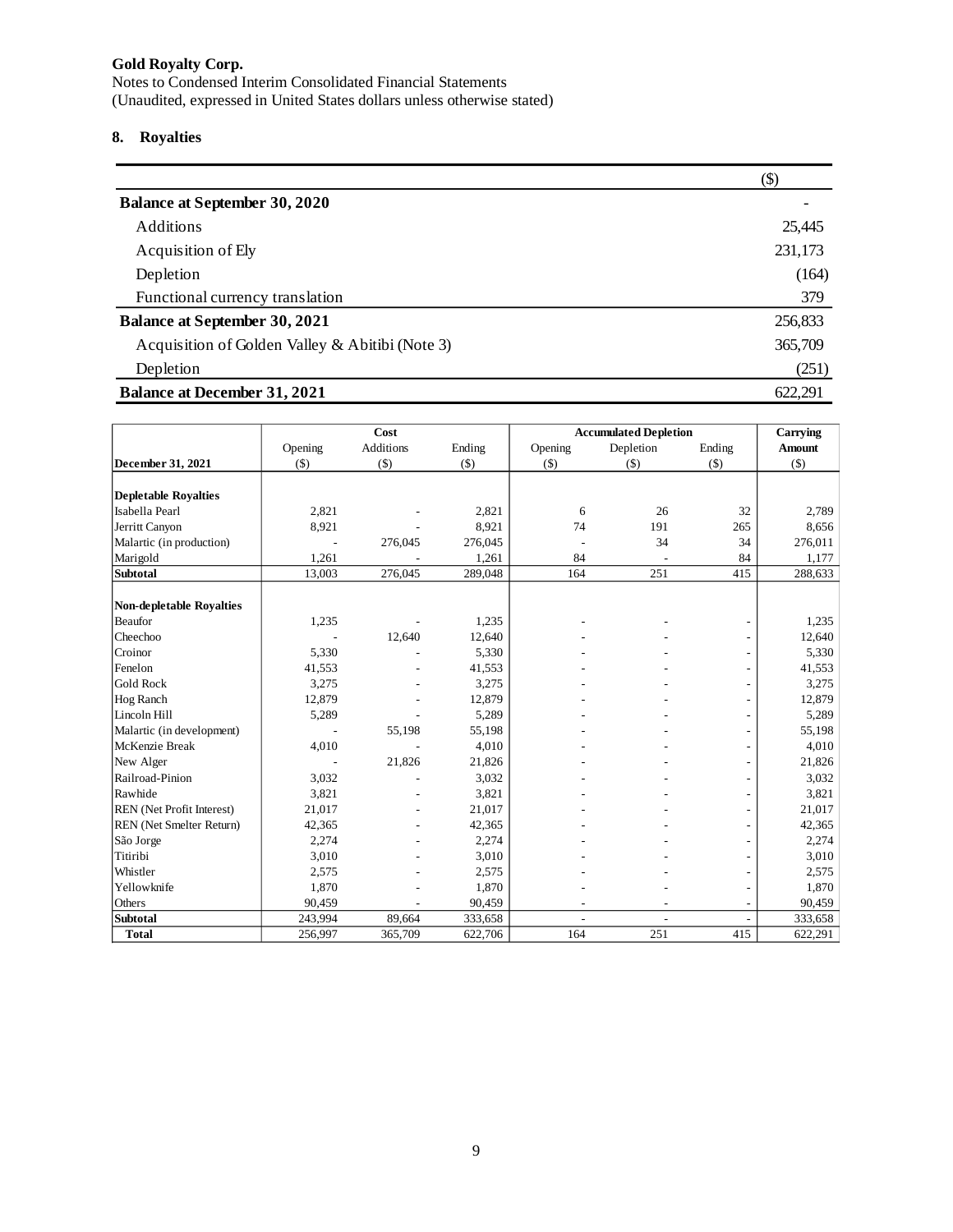**Gold Royalty Corp.**
Notes to Condensed Interim Consolidated Financial Statements
(Unaudited, expressed in United States dollars unless otherwise stated)

## 8. Royalties

| | ($) |
|---|---|
| **Balance at September 30, 2020** | - |
| Additions | 25,445 |
| Acquisition of Ely | 231,173 |
| Depletion | (164) |
| Functional currency translation | 379 |
| **Balance at September 30, 2021** | 256,833 |
| Acquisition of Golden Valley & Abitibi (Note 3) | 365,709 |
| Depletion | (251) |
| **Balance at December 31, 2021** | 622,291 |

| | Cost | | | Accumulated Depletion | | | Carrying Amount |
|---|---|---|---|---|---|---|---|
| **December 31, 2021** | Opening ($) | Additions ($) | Ending ($) | Opening ($) | Depletion ($) | Ending ($) | ($) |
| **Depletable Royalties** | | | | | | | |
| Isabella Pearl | 2,821 | - | 2,821 | 6 | 26 | 32 | 2,789 |
| Jerritt Canyon | 8,921 | - | 8,921 | 74 | 191 | 265 | 8,656 |
| Malartic (in production) | - | 276,045 | 276,045 | - | 34 | 34 | 276,011 |
| Marigold | 1,261 | - | 1,261 | 84 | - | 84 | 1,177 |
| **Subtotal** | 13,003 | 276,045 | 289,048 | 164 | 251 | 415 | 288,633 |
| **Non-depletable Royalties** | | | | | | | |
| Beaufor | 1,235 | - | 1,235 | - | - | - | 1,235 |
| Cheechoo | - | 12,640 | 12,640 | - | - | - | 12,640 |
| Croinor | 5,330 | - | 5,330 | - | - | - | 5,330 |
| Fenelon | 41,553 | - | 41,553 | - | - | - | 41,553 |
| Gold Rock | 3,275 | - | 3,275 | - | - | - | 3,275 |
| Hog Ranch | 12,879 | - | 12,879 | - | - | - | 12,879 |
| Lincoln Hill | 5,289 | - | 5,289 | - | - | - | 5,289 |
| Malartic (in development) | - | 55,198 | 55,198 | - | - | - | 55,198 |
| McKenzie Break | 4,010 | - | 4,010 | - | - | - | 4,010 |
| New Alger | - | 21,826 | 21,826 | - | - | - | 21,826 |
| Railroad-Pinion | 3,032 | - | 3,032 | - | - | - | 3,032 |
| Rawhide | 3,821 | - | 3,821 | - | - | - | 3,821 |
| REN (Net Profit Interest) | 21,017 | - | 21,017 | - | - | - | 21,017 |
| REN (Net Smelter Return) | 42,365 | - | 42,365 | - | - | - | 42,365 |
| São Jorge | 2,274 | - | 2,274 | - | - | - | 2,274 |
| Titiribi | 3,010 | - | 3,010 | - | - | - | 3,010 |
| Whistler | 2,575 | - | 2,575 | - | - | - | 2,575 |
| Yellowknife | 1,870 | - | 1,870 | - | - | - | 1,870 |
| Others | 90,459 | - | 90,459 | - | - | - | 90,459 |
| **Subtotal** | 243,994 | 89,664 | 333,658 | - | - | - | 333,658 |
| **Total** | 256,997 | 365,709 | 622,706 | 164 | 251 | 415 | 622,291 |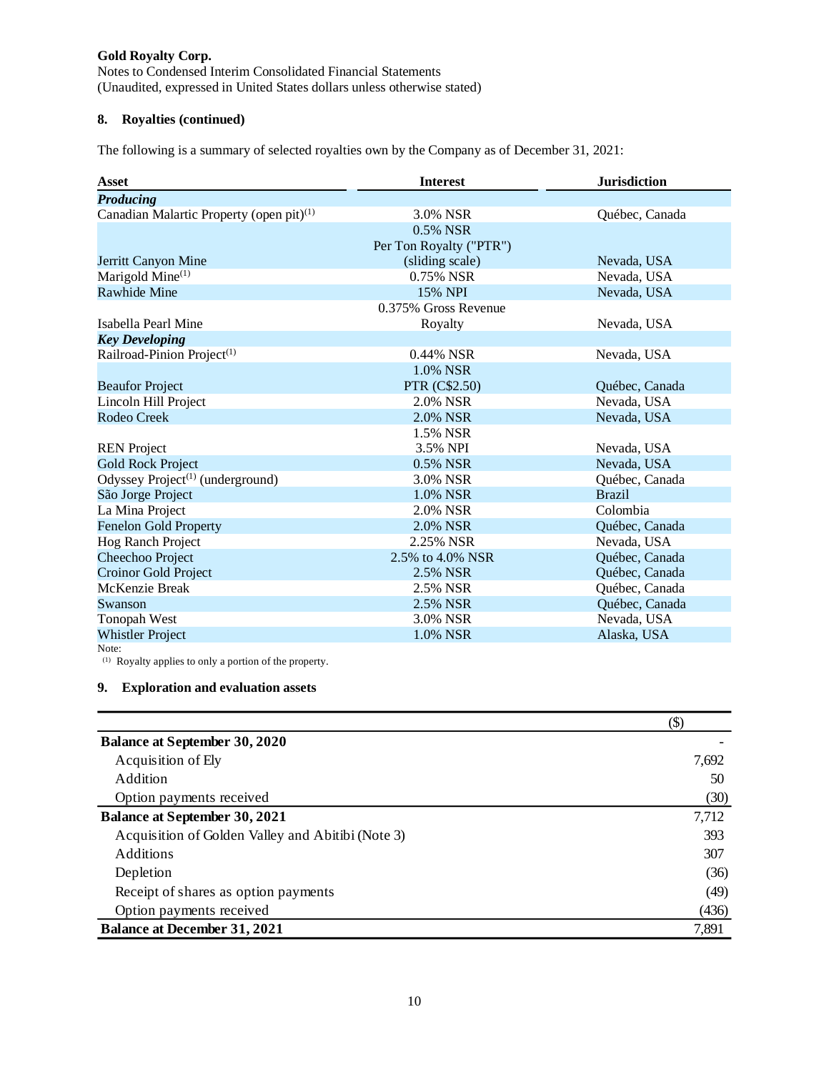**Gold Royalty Corp.**
Notes to Condensed Interim Consolidated Financial Statements
(Unaudited, expressed in United States dollars unless otherwise stated)

## 8. Royalties (continued)

The following is a summary of selected royalties own by the Company as of December 31, 2021:

| Asset | Interest | Jurisdiction |
|---|---|---|
| ***Producing*** | | |
| Canadian Malartic Property (open pit)[(1)] | 3.0% NSR | Québec, Canada |
| Jerritt Canyon Mine | 0.5% NSR<br>Per Ton Royalty ("PTR")<br>(sliding scale) | Nevada, USA |
| Marigold Mine[(1)] | 0.75% NSR | Nevada, USA |
| Rawhide Mine | 15% NPI | Nevada, USA |
| Isabella Pearl Mine | 0.375% Gross Revenue Royalty | Nevada, USA |
| ***Key Developing*** | | |
| Railroad-Pinion Project[(1)] | 0.44% NSR | Nevada, USA |
| Beaufor Project | 1.0% NSR<br>PTR (C$2.50) | Québec, Canada |
| Lincoln Hill Project | 2.0% NSR | Nevada, USA |
| Rodeo Creek | 2.0% NSR | Nevada, USA |
| REN Project | 1.5% NSR<br>3.5% NPI | Nevada, USA |
| Gold Rock Project | 0.5% NSR | Nevada, USA |
| Odyssey Project[(1)] (underground) | 3.0% NSR | Québec, Canada |
| São Jorge Project | 1.0% NSR | Brazil |
| La Mina Project | 2.0% NSR | Colombia |
| Fenelon Gold Property | 2.0% NSR | Québec, Canada |
| Hog Ranch Project | 2.25% NSR | Nevada, USA |
| Cheechoo Project | 2.5% to 4.0% NSR | Québec, Canada |
| Croinor Gold Project | 2.5% NSR | Québec, Canada |
| McKenzie Break | 2.5% NSR | Québec, Canada |
| Swanson | 2.5% NSR | Québec, Canada |
| Tonopah West | 3.0% NSR | Nevada, USA |
| Whistler Project | 1.0% NSR | Alaska, USA |

Note:
(1) Royalty applies to only a portion of the property.

## 9. Exploration and evaluation assets

| | ($) |
|---|---|
| **Balance at September 30, 2020** | - |
| Acquisition of Ely | 7,692 |
| Addition | 50 |
| Option payments received | (30) |
| **Balance at September 30, 2021** | 7,712 |
| Acquisition of Golden Valley and Abitibi (Note 3) | 393 |
| Additions | 307 |
| Depletion | (36) |
| Receipt of shares as option payments | (49) |
| Option payments received | (436) |
| **Balance at December 31, 2021** | 7,891 |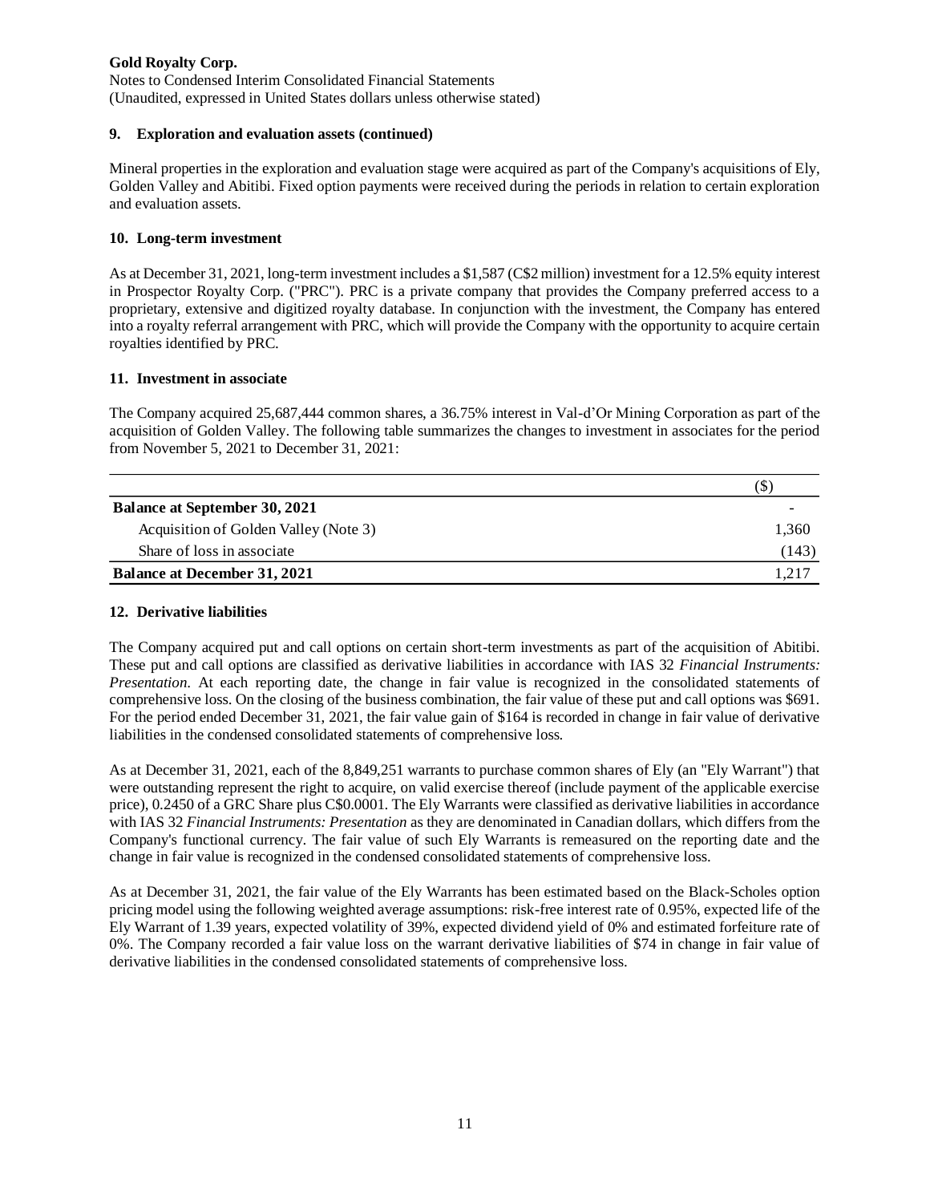## 9. Exploration and evaluation assets (continued)

Mineral properties in the exploration and evaluation stage were acquired as part of the Company's acquisitions of Ely, Golden Valley and Abitibi. Fixed option payments were received during the periods in relation to certain exploration and evaluation assets.

## 10. Long-term investment

As at December 31, 2021, long-term investment includes a $1,587 (C$2 million) investment for a 12.5% equity interest in Prospector Royalty Corp. ("PRC"). PRC is a private company that provides the Company preferred access to a proprietary, extensive and digitized royalty database. In conjunction with the investment, the Company has entered into a royalty referral arrangement with PRC, which will provide the Company with the opportunity to acquire certain royalties identified by PRC.

## 11. Investment in associate

The Company acquired 25,687,444 common shares, a 36.75% interest in Val-d'Or Mining Corporation as part of the acquisition of Golden Valley. The following table summarizes the changes to investment in associates for the period from November 5, 2021 to December 31, 2021:

| | ($) |
|---|---|
| **Balance at September 30, 2021** | - |
| Acquisition of Golden Valley (Note 3) | 1,360 |
| Share of loss in associate | (143) |
| **Balance at December 31, 2021** | 1,217 |

## 12. Derivative liabilities

The Company acquired put and call options on certain short-term investments as part of the acquisition of Abitibi. These put and call options are classified as derivative liabilities in accordance with IAS 32 *Financial Instruments: Presentation*. At each reporting date, the change in fair value is recognized in the consolidated statements of comprehensive loss. On the closing of the business combination, the fair value of these put and call options was $691. For the period ended December 31, 2021, the fair value gain of $164 is recorded in change in fair value of derivative liabilities in the condensed consolidated statements of comprehensive loss.

As at December 31, 2021, each of the 8,849,251 warrants to purchase common shares of Ely (an "Ely Warrant") that were outstanding represent the right to acquire, on valid exercise thereof (include payment of the applicable exercise price), 0.2450 of a GRC Share plus C$0.0001. The Ely Warrants were classified as derivative liabilities in accordance with IAS 32 *Financial Instruments: Presentation* as they are denominated in Canadian dollars, which differs from the Company's functional currency. The fair value of such Ely Warrants is remeasured on the reporting date and the change in fair value is recognized in the condensed consolidated statements of comprehensive loss.

As at December 31, 2021, the fair value of the Ely Warrants has been estimated based on the Black-Scholes option pricing model using the following weighted average assumptions: risk-free interest rate of 0.95%, expected life of the Ely Warrant of 1.39 years, expected volatility of 39%, expected dividend yield of 0% and estimated forfeiture rate of 0%. The Company recorded a fair value loss on the warrant derivative liabilities of $74 in change in fair value of derivative liabilities in the condensed consolidated statements of comprehensive loss.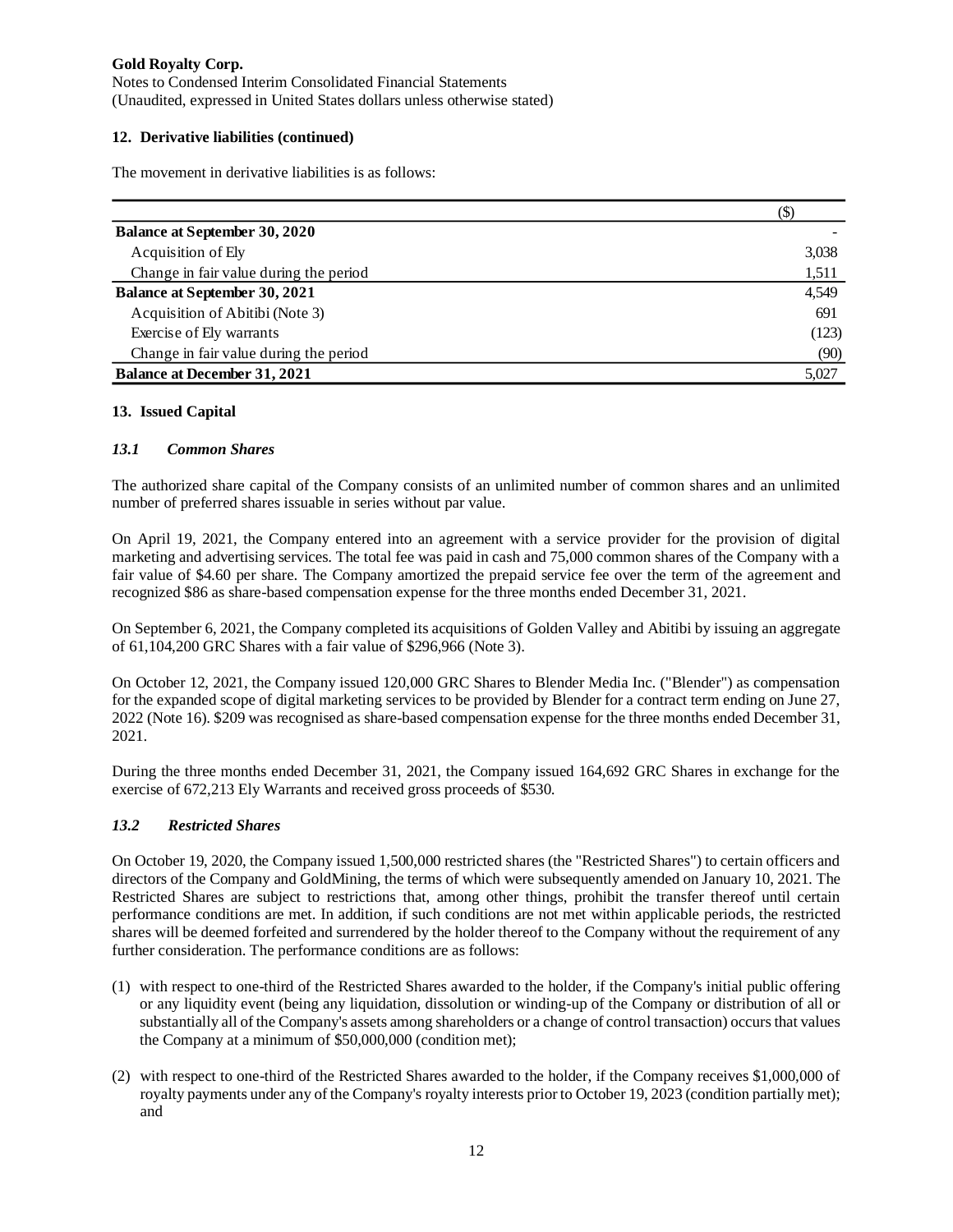## 12. Derivative liabilities (continued)

The movement in derivative liabilities is as follows:

| | ($) |
|---|---|
| **Balance at September 30, 2020** | - |
| Acquisition of Ely | 3,038 |
| Change in fair value during the period | 1,511 |
| **Balance at September 30, 2021** | 4,549 |
| Acquisition of Abitibi (Note 3) | 691 |
| Exercise of Ely warrants | (123) |
| Change in fair value during the period | (90) |
| **Balance at December 31, 2021** | 5,027 |

## 13. Issued Capital

### *13.1 Common Shares*

The authorized share capital of the Company consists of an unlimited number of common shares and an unlimited number of preferred shares issuable in series without par value.

On April 19, 2021, the Company entered into an agreement with a service provider for the provision of digital marketing and advertising services. The total fee was paid in cash and 75,000 common shares of the Company with a fair value of $4.60 per share. The Company amortized the prepaid service fee over the term of the agreement and recognized $86 as share-based compensation expense for the three months ended December 31, 2021.

On September 6, 2021, the Company completed its acquisitions of Golden Valley and Abitibi by issuing an aggregate of 61,104,200 GRC Shares with a fair value of $296,966 (Note 3).

On October 12, 2021, the Company issued 120,000 GRC Shares to Blender Media Inc. ("Blender") as compensation for the expanded scope of digital marketing services to be provided by Blender for a contract term ending on June 27, 2022 (Note 16). $209 was recognised as share-based compensation expense for the three months ended December 31, 2021.

During the three months ended December 31, 2021, the Company issued 164,692 GRC Shares in exchange for the exercise of 672,213 Ely Warrants and received gross proceeds of $530.

### *13.2 Restricted Shares*

On October 19, 2020, the Company issued 1,500,000 restricted shares (the "Restricted Shares") to certain officers and directors of the Company and GoldMining, the terms of which were subsequently amended on January 10, 2021. The Restricted Shares are subject to restrictions that, among other things, prohibit the transfer thereof until certain performance conditions are met. In addition, if such conditions are not met within applicable periods, the restricted shares will be deemed forfeited and surrendered by the holder thereof to the Company without the requirement of any further consideration. The performance conditions are as follows:

(1) with respect to one-third of the Restricted Shares awarded to the holder, if the Company's initial public offering or any liquidity event (being any liquidation, dissolution or winding-up of the Company or distribution of all or substantially all of the Company's assets among shareholders or a change of control transaction) occurs that values the Company at a minimum of $50,000,000 (condition met);

(2) with respect to one-third of the Restricted Shares awarded to the holder, if the Company receives $1,000,000 of royalty payments under any of the Company's royalty interests prior to October 19, 2023 (condition partially met); and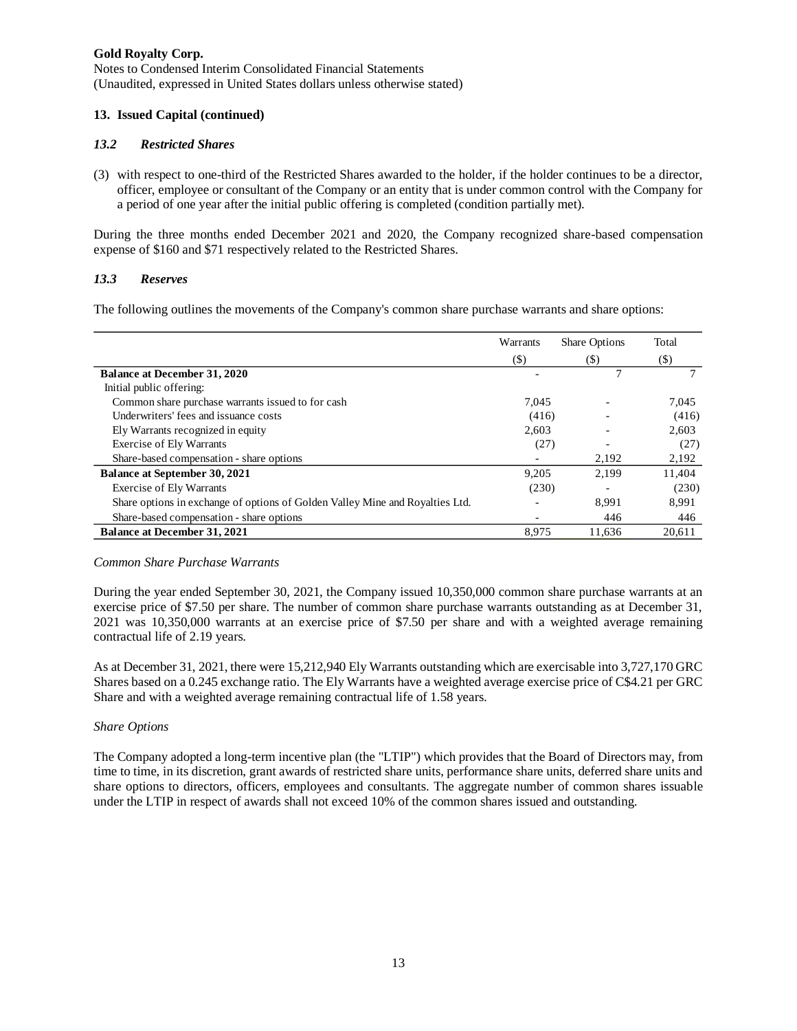## 13. Issued Capital (continued)

### *13.2 Restricted Shares*

(3) with respect to one-third of the Restricted Shares awarded to the holder, if the holder continues to be a director, officer, employee or consultant of the Company or an entity that is under common control with the Company for a period of one year after the initial public offering is completed (condition partially met).

During the three months ended December 2021 and 2020, the Company recognized share-based compensation expense of $160 and $71 respectively related to the Restricted Shares.

### *13.3 Reserves*

The following outlines the movements of the Company's common share purchase warrants and share options:

| | Warrants | Share Options | Total |
|---|---|---|---|
| | ($) | ($) | ($) |
| **Balance at December 31, 2020** | - | 7 | 7 |
| Initial public offering: | | | |
| Common share purchase warrants issued to for cash | 7,045 | - | 7,045 |
| Underwriters' fees and issuance costs | (416) | - | (416) |
| Ely Warrants recognized in equity | 2,603 | - | 2,603 |
| Exercise of Ely Warrants | (27) | - | (27) |
| Share-based compensation - share options | - | 2,192 | 2,192 |
| **Balance at September 30, 2021** | 9,205 | 2,199 | 11,404 |
| Exercise of Ely Warrants | (230) | - | (230) |
| Share options in exchange of options of Golden Valley Mine and Royalties Ltd. | - | 8,991 | 8,991 |
| Share-based compensation - share options | - | 446 | 446 |
| **Balance at December 31, 2021** | 8,975 | 11,636 | 20,611 |

*Common Share Purchase Warrants*

During the year ended September 30, 2021, the Company issued 10,350,000 common share purchase warrants at an exercise price of $7.50 per share. The number of common share purchase warrants outstanding as at December 31, 2021 was 10,350,000 warrants at an exercise price of $7.50 per share and with a weighted average remaining contractual life of 2.19 years.

As at December 31, 2021, there were 15,212,940 Ely Warrants outstanding which are exercisable into 3,727,170 GRC Shares based on a 0.245 exchange ratio. The Ely Warrants have a weighted average exercise price of C$4.21 per GRC Share and with a weighted average remaining contractual life of 1.58 years.

*Share Options*

The Company adopted a long-term incentive plan (the "LTIP") which provides that the Board of Directors may, from time to time, in its discretion, grant awards of restricted share units, performance share units, deferred share units and share options to directors, officers, employees and consultants. The aggregate number of common shares issuable under the LTIP in respect of awards shall not exceed 10% of the common shares issued and outstanding.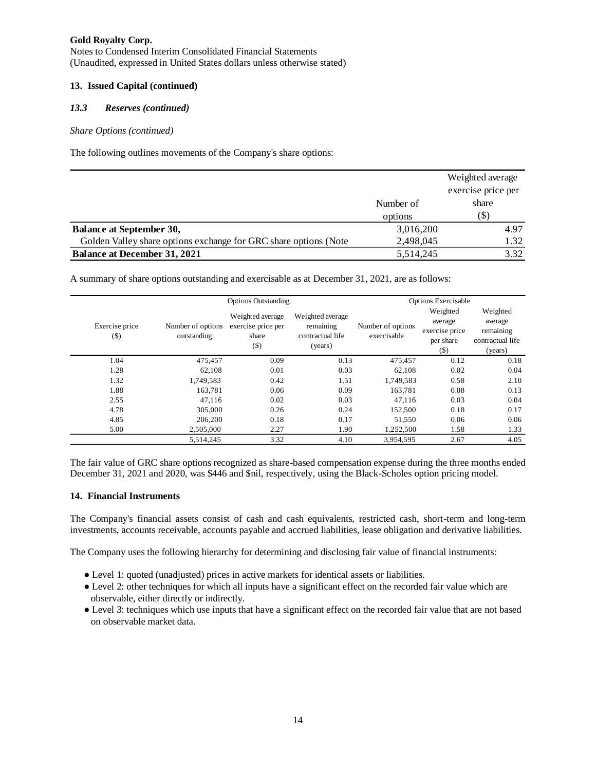**Gold Royalty Corp.**
Notes to Condensed Interim Consolidated Financial Statements
(Unaudited, expressed in United States dollars unless otherwise stated)

## 13. Issued Capital (continued)

### *13.3 Reserves (continued)*

*Share Options (continued)*

The following outlines movements of the Company's share options:

| | Number of options | Weighted average exercise price per share ($) |
|---|---|---|
| **Balance at September 30,** | 3,016,200 | 4.97 |
| Golden Valley share options exchange for GRC share options (Note | 2,498,045 | 1.32 |
| **Balance at December 31, 2021** | 5,514,245 | 3.32 |

A summary of share options outstanding and exercisable as at December 31, 2021, are as follows:

| | Options Outstanding | | | Options Exercisable | | |
|---|---|---|---|---|---|---|
| Exercise price ($) | Number of options outstanding | Weighted average exercise price per share ($) | Weighted average remaining contractual life (years) | Number of options exercisable | Weighted average exercise price per share ($) | Weighted average remaining contractual life (years) |
| 1.04 | 475,457 | 0.09 | 0.13 | 475,457 | 0.12 | 0.18 |
| 1.28 | 62,108 | 0.01 | 0.03 | 62,108 | 0.02 | 0.04 |
| 1.32 | 1,749,583 | 0.42 | 1.51 | 1,749,583 | 0.58 | 2.10 |
| 1.88 | 163,781 | 0.06 | 0.09 | 163,781 | 0.08 | 0.13 |
| 2.55 | 47,116 | 0.02 | 0.03 | 47,116 | 0.03 | 0.04 |
| 4.78 | 305,000 | 0.26 | 0.24 | 152,500 | 0.18 | 0.17 |
| 4.85 | 206,200 | 0.18 | 0.17 | 51,550 | 0.06 | 0.06 |
| 5.00 | 2,505,000 | 2.27 | 1.90 | 1,252,500 | 1.58 | 1.33 |
| | 5,514,245 | 3.32 | 4.10 | 3,954,595 | 2.67 | 4.05 |

The fair value of GRC share options recognized as share-based compensation expense during the three months ended December 31, 2021 and 2020, was $446 and $nil, respectively, using the Black-Scholes option pricing model.

## 14. Financial Instruments

The Company's financial assets consist of cash and cash equivalents, restricted cash, short-term and long-term investments, accounts receivable, accounts payable and accrued liabilities, lease obligation and derivative liabilities.

The Company uses the following hierarchy for determining and disclosing fair value of financial instruments:

- Level 1: quoted (unadjusted) prices in active markets for identical assets or liabilities.
- Level 2: other techniques for which all inputs have a significant effect on the recorded fair value which are observable, either directly or indirectly.
- Level 3: techniques which use inputs that have a significant effect on the recorded fair value that are not based on observable market data.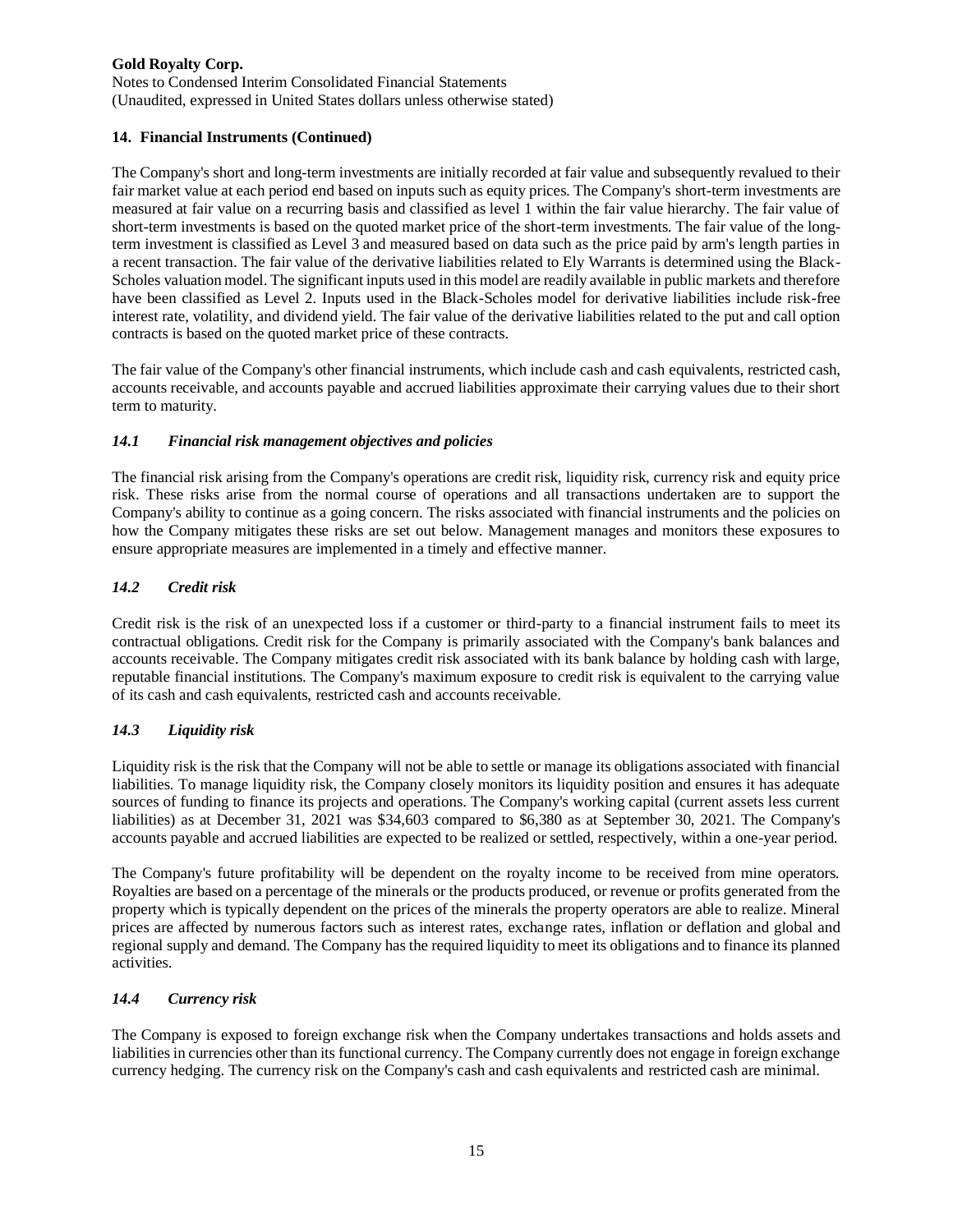**Gold Royalty Corp.**
Notes to Condensed Interim Consolidated Financial Statements
(Unaudited, expressed in United States dollars unless otherwise stated)

**14. Financial Instruments (Continued)**

The Company's short and long-term investments are initially recorded at fair value and subsequently revalued to their fair market value at each period end based on inputs such as equity prices. The Company's short-term investments are measured at fair value on a recurring basis and classified as level 1 within the fair value hierarchy. The fair value of short-term investments is based on the quoted market price of the short-term investments. The fair value of the long-term investment is classified as Level 3 and measured based on data such as the price paid by arm's length parties in a recent transaction. The fair value of the derivative liabilities related to Ely Warrants is determined using the Black-Scholes valuation model. The significant inputs used in this model are readily available in public markets and therefore have been classified as Level 2. Inputs used in the Black-Scholes model for derivative liabilities include risk-free interest rate, volatility, and dividend yield. The fair value of the derivative liabilities related to the put and call option contracts is based on the quoted market price of these contracts.

The fair value of the Company's other financial instruments, which include cash and cash equivalents, restricted cash, accounts receivable, and accounts payable and accrued liabilities approximate their carrying values due to their short term to maturity.

### *14.1 Financial risk management objectives and policies*

The financial risk arising from the Company's operations are credit risk, liquidity risk, currency risk and equity price risk. These risks arise from the normal course of operations and all transactions undertaken are to support the Company's ability to continue as a going concern. The risks associated with financial instruments and the policies on how the Company mitigates these risks are set out below. Management manages and monitors these exposures to ensure appropriate measures are implemented in a timely and effective manner.

### *14.2 Credit risk*

Credit risk is the risk of an unexpected loss if a customer or third-party to a financial instrument fails to meet its contractual obligations. Credit risk for the Company is primarily associated with the Company's bank balances and accounts receivable. The Company mitigates credit risk associated with its bank balance by holding cash with large, reputable financial institutions. The Company's maximum exposure to credit risk is equivalent to the carrying value of its cash and cash equivalents, restricted cash and accounts receivable.

### *14.3 Liquidity risk*

Liquidity risk is the risk that the Company will not be able to settle or manage its obligations associated with financial liabilities. To manage liquidity risk, the Company closely monitors its liquidity position and ensures it has adequate sources of funding to finance its projects and operations. The Company's working capital (current assets less current liabilities) as at December 31, 2021 was \$34,603 compared to \$6,380 as at September 30, 2021. The Company's accounts payable and accrued liabilities are expected to be realized or settled, respectively, within a one-year period.

The Company's future profitability will be dependent on the royalty income to be received from mine operators. Royalties are based on a percentage of the minerals or the products produced, or revenue or profits generated from the property which is typically dependent on the prices of the minerals the property operators are able to realize. Mineral prices are affected by numerous factors such as interest rates, exchange rates, inflation or deflation and global and regional supply and demand. The Company has the required liquidity to meet its obligations and to finance its planned activities.

### *14.4 Currency risk*

The Company is exposed to foreign exchange risk when the Company undertakes transactions and holds assets and liabilities in currencies other than its functional currency. The Company currently does not engage in foreign exchange currency hedging. The currency risk on the Company's cash and cash equivalents and restricted cash are minimal.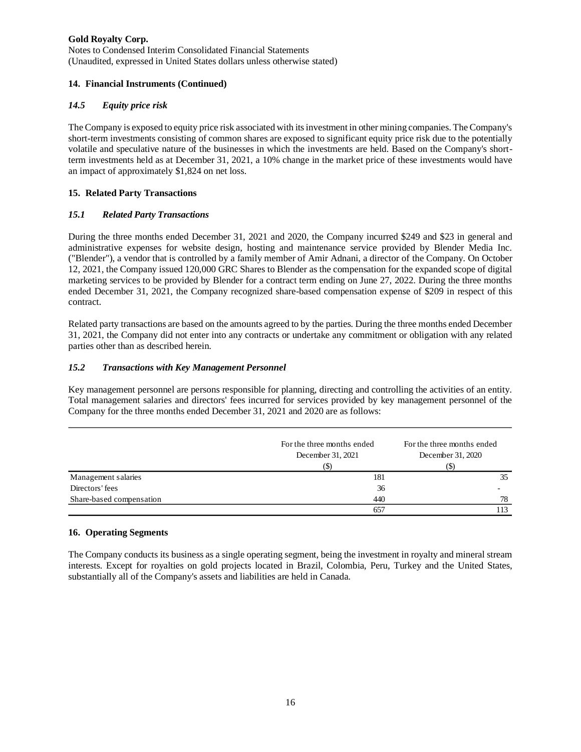**Gold Royalty Corp.**
Notes to Condensed Interim Consolidated Financial Statements
(Unaudited, expressed in United States dollars unless otherwise stated)

## 14. Financial Instruments (Continued)

### *14.5 Equity price risk*

The Company is exposed to equity price risk associated with its investment in other mining companies. The Company's short-term investments consisting of common shares are exposed to significant equity price risk due to the potentially volatile and speculative nature of the businesses in which the investments are held. Based on the Company's short-term investments held as at December 31, 2021, a 10% change in the market price of these investments would have an impact of approximately $1,824 on net loss.

## 15. Related Party Transactions

### *15.1 Related Party Transactions*

During the three months ended December 31, 2021 and 2020, the Company incurred $249 and $23 in general and administrative expenses for website design, hosting and maintenance service provided by Blender Media Inc. ("Blender"), a vendor that is controlled by a family member of Amir Adnani, a director of the Company. On October 12, 2021, the Company issued 120,000 GRC Shares to Blender as the compensation for the expanded scope of digital marketing services to be provided by Blender for a contract term ending on June 27, 2022. During the three months ended December 31, 2021, the Company recognized share-based compensation expense of $209 in respect of this contract.

Related party transactions are based on the amounts agreed to by the parties. During the three months ended December 31, 2021, the Company did not enter into any contracts or undertake any commitment or obligation with any related parties other than as described herein.

### *15.2 Transactions with Key Management Personnel*

Key management personnel are persons responsible for planning, directing and controlling the activities of an entity. Total management salaries and directors' fees incurred for services provided by key management personnel of the Company for the three months ended December 31, 2021 and 2020 are as follows:

| | For the three months ended December 31, 2021 ($) | For the three months ended December 31, 2020 ($) |
|---|---|---|
| Management salaries | 181 | 35 |
| Directors' fees | 36 | - |
| Share-based compensation | 440 | 78 |
| | 657 | 113 |

## 16. Operating Segments

The Company conducts its business as a single operating segment, being the investment in royalty and mineral stream interests. Except for royalties on gold projects located in Brazil, Colombia, Peru, Turkey and the United States, substantially all of the Company's assets and liabilities are held in Canada.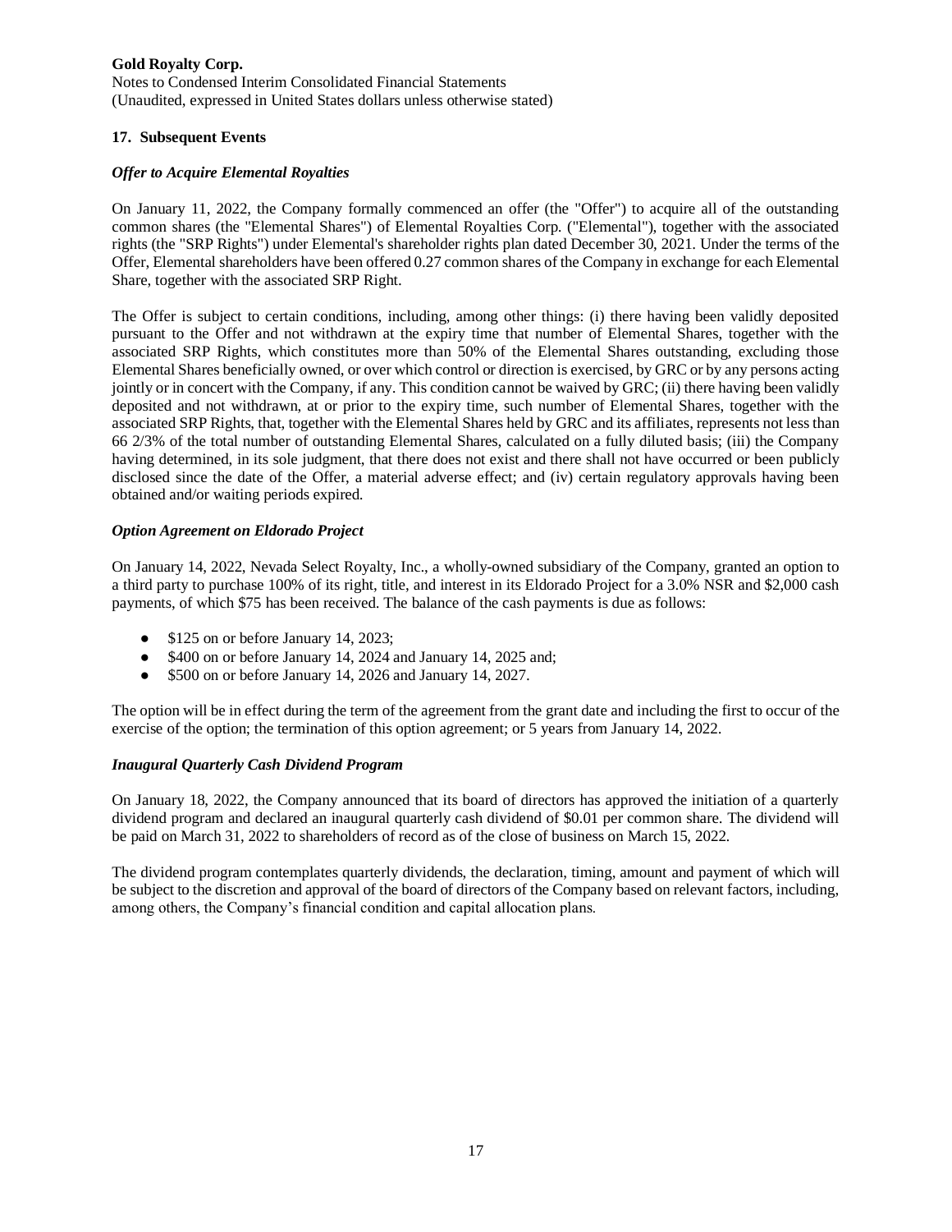## 17. Subsequent Events

### *Offer to Acquire Elemental Royalties*

On January 11, 2022, the Company formally commenced an offer (the "Offer") to acquire all of the outstanding common shares (the "Elemental Shares") of Elemental Royalties Corp. ("Elemental"), together with the associated rights (the "SRP Rights") under Elemental's shareholder rights plan dated December 30, 2021. Under the terms of the Offer, Elemental shareholders have been offered 0.27 common shares of the Company in exchange for each Elemental Share, together with the associated SRP Right.

The Offer is subject to certain conditions, including, among other things: (i) there having been validly deposited pursuant to the Offer and not withdrawn at the expiry time that number of Elemental Shares, together with the associated SRP Rights, which constitutes more than 50% of the Elemental Shares outstanding, excluding those Elemental Shares beneficially owned, or over which control or direction is exercised, by GRC or by any persons acting jointly or in concert with the Company, if any. This condition cannot be waived by GRC; (ii) there having been validly deposited and not withdrawn, at or prior to the expiry time, such number of Elemental Shares, together with the associated SRP Rights, that, together with the Elemental Shares held by GRC and its affiliates, represents not less than 66 2/3% of the total number of outstanding Elemental Shares, calculated on a fully diluted basis; (iii) the Company having determined, in its sole judgment, that there does not exist and there shall not have occurred or been publicly disclosed since the date of the Offer, a material adverse effect; and (iv) certain regulatory approvals having been obtained and/or waiting periods expired.

### *Option Agreement on Eldorado Project*

On January 14, 2022, Nevada Select Royalty, Inc., a wholly-owned subsidiary of the Company, granted an option to a third party to purchase 100% of its right, title, and interest in its Eldorado Project for a 3.0% NSR and $2,000 cash payments, of which $75 has been received. The balance of the cash payments is due as follows:

- $125 on or before January 14, 2023;
- $400 on or before January 14, 2024 and January 14, 2025 and;
- $500 on or before January 14, 2026 and January 14, 2027.

The option will be in effect during the term of the agreement from the grant date and including the first to occur of the exercise of the option; the termination of this option agreement; or 5 years from January 14, 2022.

### *Inaugural Quarterly Cash Dividend Program*

On January 18, 2022, the Company announced that its board of directors has approved the initiation of a quarterly dividend program and declared an inaugural quarterly cash dividend of $0.01 per common share. The dividend will be paid on March 31, 2022 to shareholders of record as of the close of business on March 15, 2022.

The dividend program contemplates quarterly dividends, the declaration, timing, amount and payment of which will be subject to the discretion and approval of the board of directors of the Company based on relevant factors, including, among others, the Company's financial condition and capital allocation plans.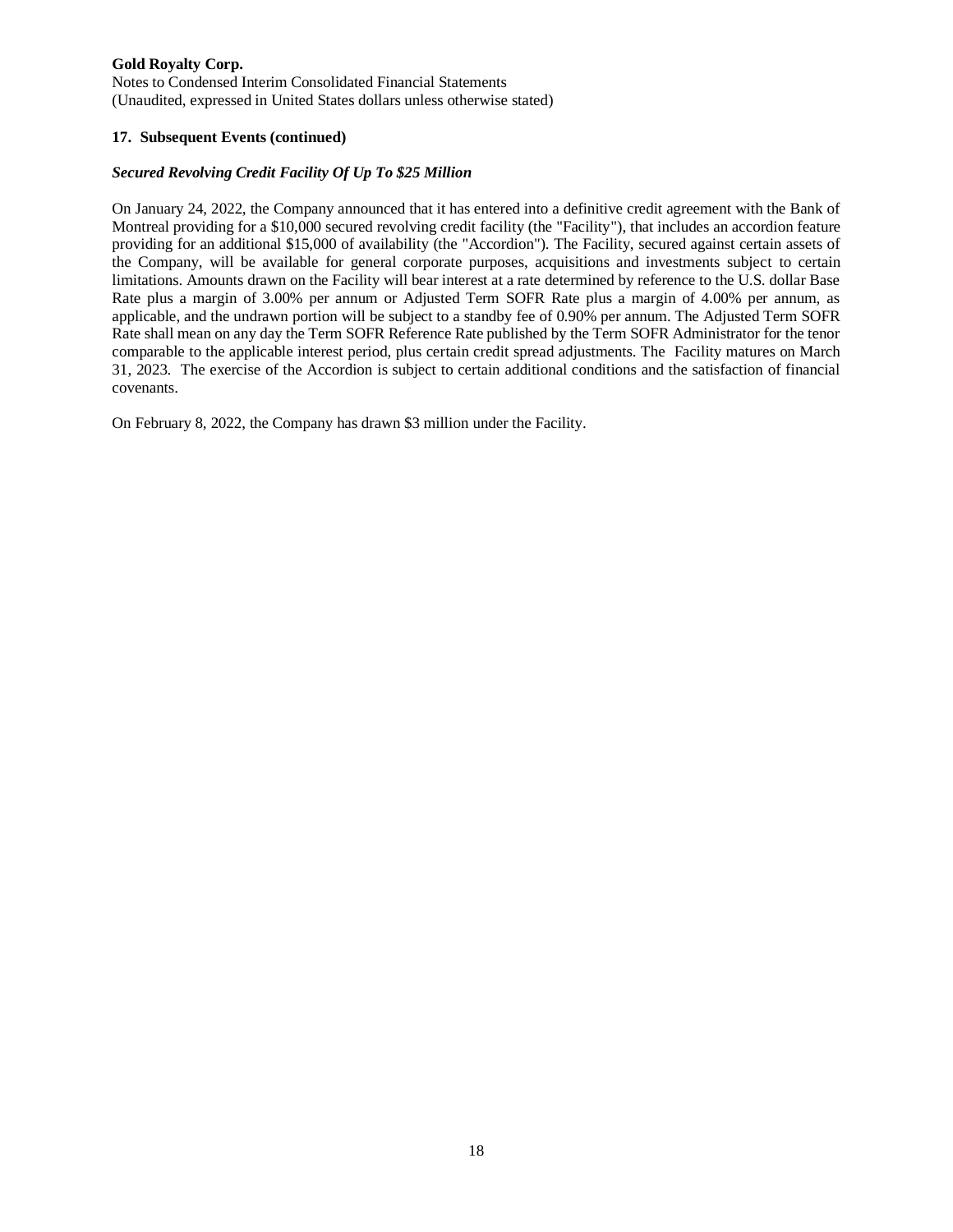**Gold Royalty Corp.**
Notes to Condensed Interim Consolidated Financial Statements
(Unaudited, expressed in United States dollars unless otherwise stated)

## 17. Subsequent Events (continued)

### *Secured Revolving Credit Facility Of Up To $25 Million*

On January 24, 2022, the Company announced that it has entered into a definitive credit agreement with the Bank of Montreal providing for a $10,000 secured revolving credit facility (the "Facility"), that includes an accordion feature providing for an additional $15,000 of availability (the "Accordion"). The Facility, secured against certain assets of the Company, will be available for general corporate purposes, acquisitions and investments subject to certain limitations. Amounts drawn on the Facility will bear interest at a rate determined by reference to the U.S. dollar Base Rate plus a margin of 3.00% per annum or Adjusted Term SOFR Rate plus a margin of 4.00% per annum, as applicable, and the undrawn portion will be subject to a standby fee of 0.90% per annum. The Adjusted Term SOFR Rate shall mean on any day the Term SOFR Reference Rate published by the Term SOFR Administrator for the tenor comparable to the applicable interest period, plus certain credit spread adjustments. The Facility matures on March 31, 2023. The exercise of the Accordion is subject to certain additional conditions and the satisfaction of financial covenants.

On February 8, 2022, the Company has drawn $3 million under the Facility.